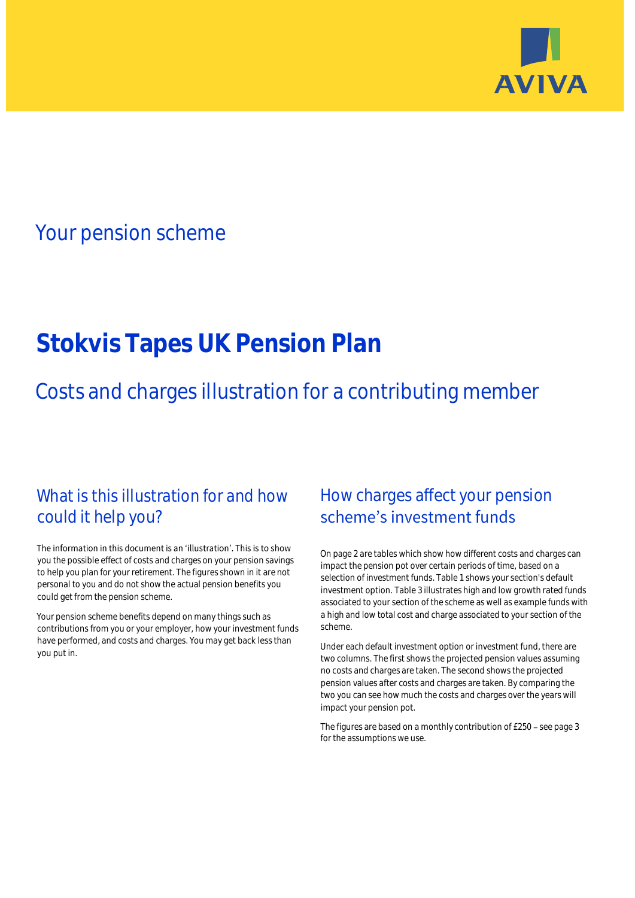AVIVA

## Your pension scheme

# Stokvis Tapes UK Pension Plan

## Costs and charges illustration for a contributing member

### What is this illustration for and how could it help you?

The information in this document is an 'illustration'. This is to show you the possible effect of costs and charges on your pension savings to help you plan for your retirement. The figures shown in it are not personal to you and do not show the actual pension benefits you could get from the pension scheme.

Your pension scheme benefits depend on many things such as contributions from you or your employer, how your investment funds have performed, and costs and charges. You may get back less than you put in.

### How charges affect your pension scheme's investment funds

On page 2 are tables which show how different costs and charges can impact the pension pot over certain periods of time, based on a selection of investment funds. Table 1 shows your section's default investment option. Table 3 illustrates high and low growth rated funds associated to your section of the scheme as well as example funds with a high and low total cost and charge associated to your section of the scheme.

Under each default investment option or investment fund, there are two columns. The first shows the projected pension values assuming no costs and charges are taken. The second shows the projected pension values after costs and charges are taken. By comparing the two you can see how much the costs and charges over the years will impact your pension pot.

The figures are based on a monthly contribution of £250 – see page 3 for the assumptions we use.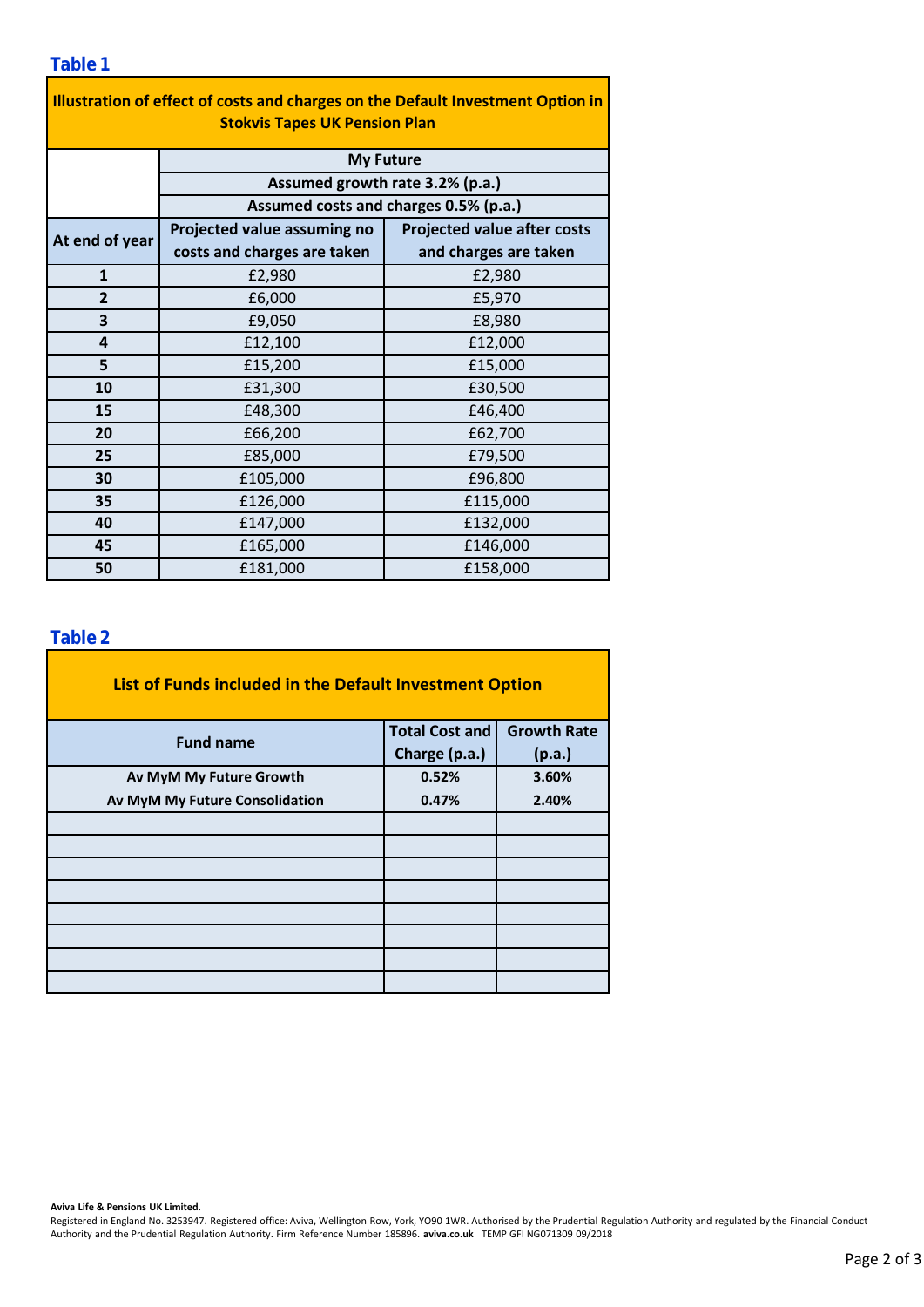## Table 1

| Illustration of effect of costs and charges on the Default Investment Option in Stokvis Tapes UK Pension Plan | | |
|---|---|---|
| | My Future | |
| | Assumed growth rate 3.2% (p.a.) | |
| | Assumed costs and charges 0.5% (p.a.) | |
| **At end of year** | **Projected value assuming no costs and charges are taken** | **Projected value after costs and charges are taken** |
| **1** | £2,980 | £2,980 |
| **2** | £6,000 | £5,970 |
| **3** | £9,050 | £8,980 |
| **4** | £12,100 | £12,000 |
| **5** | £15,200 | £15,000 |
| **10** | £31,300 | £30,500 |
| **15** | £48,300 | £46,400 |
| **20** | £66,200 | £62,700 |
| **25** | £85,000 | £79,500 |
| **30** | £105,000 | £96,800 |
| **35** | £126,000 | £115,000 |
| **40** | £147,000 | £132,000 |
| **45** | £165,000 | £146,000 |
| **50** | £181,000 | £158,000 |

## Table 2

**List of Funds included in the Default Investment Option**

| Fund name | Total Cost and Charge (p.a.) | Growth Rate (p.a.) |
|---|---|---|
| **Av MyM My Future Growth** | **0.52%** | **3.60%** |
| **Av MyM My Future Consolidation** | **0.47%** | **2.40%** |
| | | |
| | | |
| | | |
| | | |
| | | |
| | | |
| | | |
| | | |

**Aviva Life & Pensions UK Limited.**
Registered in England No. 3253947. Registered office: Aviva, Wellington Row, York, YO90 1WR. Authorised by the Prudential Regulation Authority and regulated by the Financial Conduct Authority and the Prudential Regulation Authority. Firm Reference Number 185896. **aviva.co.uk** TEMP GFI NG071309 09/2018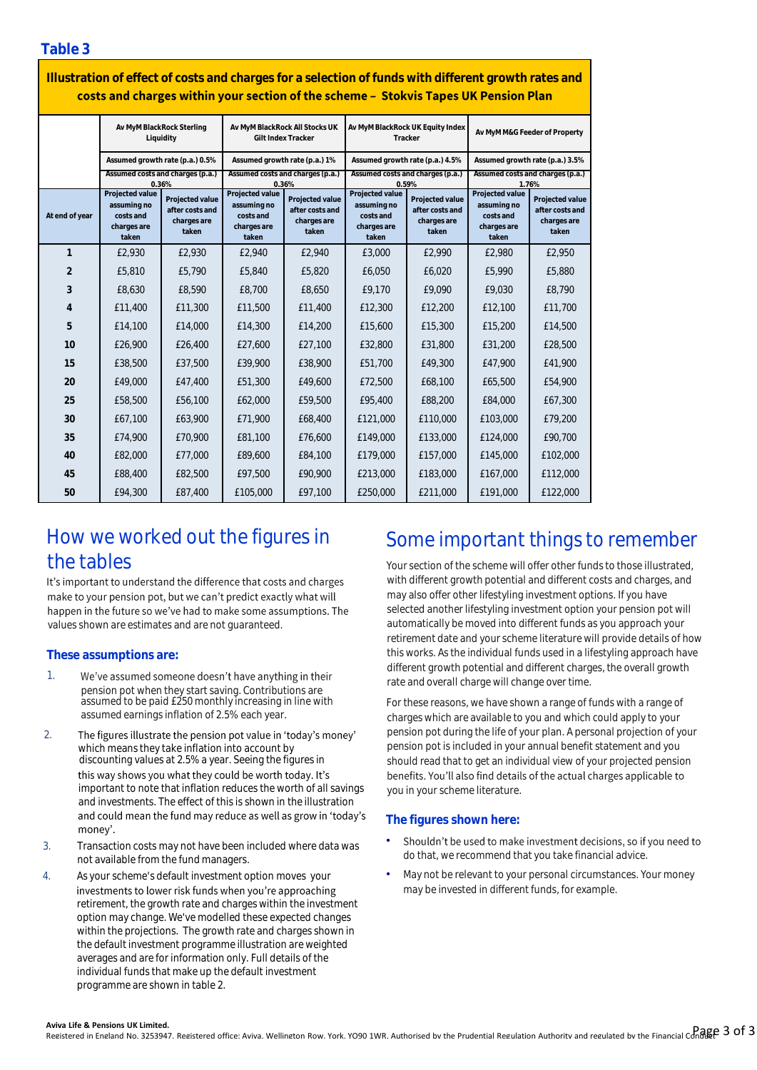## Table 3

| Illustration of effect of costs and charges for a selection of funds with different growth rates and costs and charges within your section of the scheme – Stokvis Tapes UK Pension Plan | | | | | | | | |
|---|---|---|---|---|---|---|---|---|
| | Av MyM BlackRock Sterling Liquidity | | Av MyM BlackRock All Stocks UK Gilt Index Tracker | | Av MyM BlackRock UK Equity Index Tracker | | Av MyM M&G Feeder of Property | |
| | Assumed growth rate (p.a.) 0.5% | | Assumed growth rate (p.a.) 1% | | Assumed growth rate (p.a.) 4.5% | | Assumed growth rate (p.a.) 3.5% | |
| | Assumed costs and charges (p.a.) 0.36% | | Assumed costs and charges (p.a.) 0.36% | | Assumed costs and charges (p.a.) 0.59% | | Assumed costs and charges (p.a.) 1.76% | |
| At end of year | Projected value assuming no costs and charges are taken | Projected value after costs and charges are taken | Projected value assuming no costs and charges are taken | Projected value after costs and charges are taken | Projected value assuming no costs and charges are taken | Projected value after costs and charges are taken | Projected value assuming no costs and charges are taken | Projected value after costs and charges are taken |
| 1 | £2,930 | £2,930 | £2,940 | £2,940 | £3,000 | £2,990 | £2,980 | £2,950 |
| 2 | £5,810 | £5,790 | £5,840 | £5,820 | £6,050 | £6,020 | £5,990 | £5,880 |
| 3 | £8,630 | £8,590 | £8,700 | £8,650 | £9,170 | £9,090 | £9,030 | £8,790 |
| 4 | £11,400 | £11,300 | £11,500 | £11,400 | £12,300 | £12,200 | £12,100 | £11,700 |
| 5 | £14,100 | £14,000 | £14,300 | £14,200 | £15,600 | £15,300 | £15,200 | £14,500 |
| 10 | £26,900 | £26,400 | £27,600 | £27,100 | £32,800 | £31,800 | £31,200 | £28,500 |
| 15 | £38,500 | £37,500 | £39,900 | £38,900 | £51,700 | £49,300 | £47,900 | £41,900 |
| 20 | £49,000 | £47,400 | £51,300 | £49,600 | £72,500 | £68,100 | £65,500 | £54,900 |
| 25 | £58,500 | £56,100 | £62,000 | £59,500 | £95,400 | £88,200 | £84,000 | £67,300 |
| 30 | £67,100 | £63,900 | £71,900 | £68,400 | £121,000 | £110,000 | £103,000 | £79,200 |
| 35 | £74,900 | £70,900 | £81,100 | £76,600 | £149,000 | £133,000 | £124,000 | £90,700 |
| 40 | £82,000 | £77,000 | £89,600 | £84,100 | £179,000 | £157,000 | £145,000 | £102,000 |
| 45 | £88,400 | £82,500 | £97,500 | £90,900 | £213,000 | £183,000 | £167,000 | £112,000 |
| 50 | £94,300 | £87,400 | £105,000 | £97,100 | £250,000 | £211,000 | £191,000 | £122,000 |

# How we worked out the figures in the tables

It's important to understand the difference that costs and charges make to your pension pot, but we can't predict exactly what will happen in the future so we've had to make some assumptions. The values shown are estimates and are not guaranteed.

### These assumptions are:

1. We've assumed someone doesn't have anything in their pension pot when they start saving. Contributions are assumed to be paid £250 monthly increasing in line with assumed earnings inflation of 2.5% each year.
2. The figures illustrate the pension pot value in 'today's money' which means they take inflation into account by discounting values at 2.5% a year. Seeing the figures in this way shows you what they could be worth today. It's important to note that inflation reduces the worth of all savings and investments. The effect of this is shown in the illustration and could mean the fund may reduce as well as grow in 'today's money'.
3. Transaction costs may not have been included where data was not available from the fund managers.
4. As your scheme's default investment option moves your investments to lower risk funds when you're approaching retirement, the growth rate and charges within the investment option may change. We've modelled these expected changes within the projections. The growth rate and charges shown in the default investment programme illustration are weighted averages and are for information only. Full details of the individual funds that make up the default investment programme are shown in table 2.

# Some important things to remember

Your section of the scheme will offer other funds to those illustrated, with different growth potential and different costs and charges, and may also offer other lifestyling investment options. If you have selected another lifestyling investment option your pension pot will automatically be moved into different funds as you approach your retirement date and your scheme literature will provide details of how this works. As the individual funds used in a lifestyling approach have different growth potential and different charges, the overall growth rate and overall charge will change over time.

For these reasons, we have shown a range of funds with a range of charges which are available to you and which could apply to your pension pot during the life of your plan. A personal projection of your pension pot is included in your annual benefit statement and you should read that to get an individual view of your projected pension benefits. You'll also find details of the actual charges applicable to you in your scheme literature.

### The figures shown here:

- Shouldn't be used to make investment decisions, so if you need to do that, we recommend that you take financial advice.
- May not be relevant to your personal circumstances. Your money may be invested in different funds, for example.

**Aviva Life & Pensions UK Limited.**
Registered in England No. 3253947. Registered office: Aviva, Wellington Row, York, YO90 1WR. Authorised by the Prudential Regulation Authority and regulated by the Financial Conduct